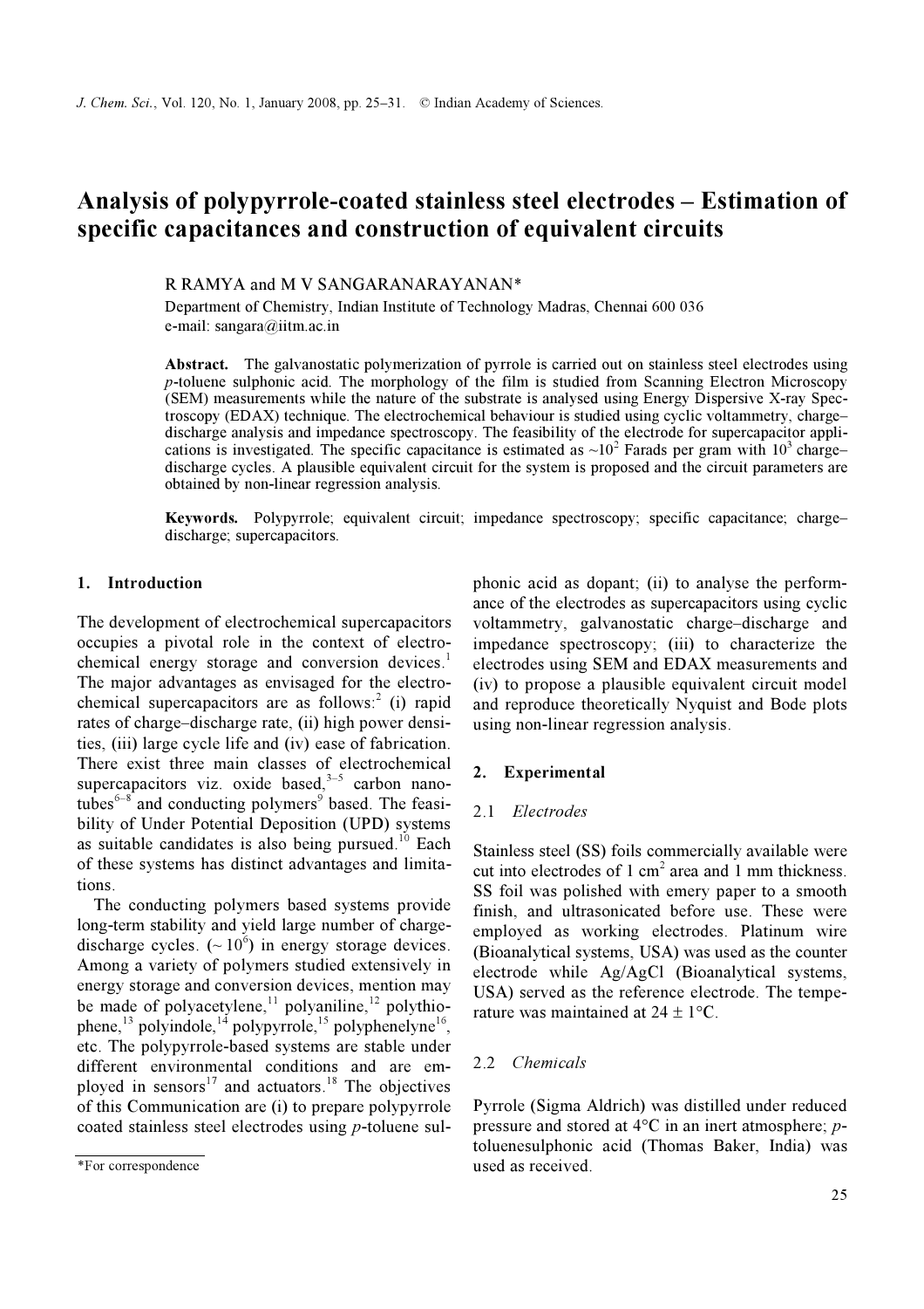# Analysis of polypyrrole-coated stainless steel electrodes – Estimation of specific capacitances and construction of equivalent circuits

R RAMYA and M V SANGARANARAYANAN*

Department of Chemistry, Indian Institute of Technology Madras, Chennai 600 036
e-mail: sangara@iitm.ac.in

**Abstract.** The galvanostatic polymerization of pyrrole is carried out on stainless steel electrodes using *p*-toluene sulphonic acid. The morphology of the film is studied from Scanning Electron Microscopy (SEM) measurements while the nature of the substrate is analysed using Energy Dispersive X-ray Spectroscopy (EDAX) technique. The electrochemical behaviour is studied using cyclic voltammetry, charge–discharge analysis and impedance spectroscopy. The feasibility of the electrode for supercapacitor applications is investigated. The specific capacitance is estimated as $\sim 10^2$ Farads per gram with $10^3$ charge–discharge cycles. A plausible equivalent circuit for the system is proposed and the circuit parameters are obtained by non-linear regression analysis.

**Keywords.** Polypyrrole; equivalent circuit; impedance spectroscopy; specific capacitance; charge–discharge; supercapacitors.

## 1. Introduction

The development of electrochemical supercapacitors occupies a pivotal role in the context of electrochemical energy storage and conversion devices.[1] The major advantages as envisaged for the electrochemical supercapacitors are as follows:[2] (i) rapid rates of charge–discharge rate, (ii) high power densities, (iii) large cycle life and (iv) ease of fabrication. There exist three main classes of electrochemical supercapacitors viz. oxide based,[3–5] carbon nanotubes[6–8] and conducting polymers[9] based. The feasibility of Under Potential Deposition (UPD) systems as suitable candidates is also being pursued.[10] Each of these systems has distinct advantages and limitations.

The conducting polymers based systems provide long-term stability and yield large number of charge-discharge cycles. ($\sim 10^6$) in energy storage devices. Among a variety of polymers studied extensively in energy storage and conversion devices, mention may be made of polyacetylene,[11] polyaniline,[12] polythiophene,[13] polyindole,[14] polypyrrole,[15] polyphenelyne[16], etc. The polypyrrole-based systems are stable under different environmental conditions and are employed in sensors[17] and actuators.[18] The objectives of this Communication are (i) to prepare polypyrrole coated stainless steel electrodes using *p*-toluene sulphonic acid as dopant; (ii) to analyse the performance of the electrodes as supercapacitors using cyclic voltammetry, galvanostatic charge–discharge and impedance spectroscopy; (iii) to characterize the electrodes using SEM and EDAX measurements and (iv) to propose a plausible equivalent circuit model and reproduce theoretically Nyquist and Bode plots using non-linear regression analysis.

*For correspondence

## 2. Experimental

### 2.1 *Electrodes*

Stainless steel (SS) foils commercially available were cut into electrodes of 1 $cm^2$ area and 1 mm thickness. SS foil was polished with emery paper to a smooth finish, and ultrasonicated before use. These were employed as working electrodes. Platinum wire (Bioanalytical systems, USA) was used as the counter electrode while Ag/AgCl (Bioanalytical systems, USA) served as the reference electrode. The temperature was maintained at 24 ± 1°C.

### 2.2 *Chemicals*

Pyrrole (Sigma Aldrich) was distilled under reduced pressure and stored at 4°C in an inert atmosphere; *p*-toluenesulphonic acid (Thomas Baker, India) was used as received.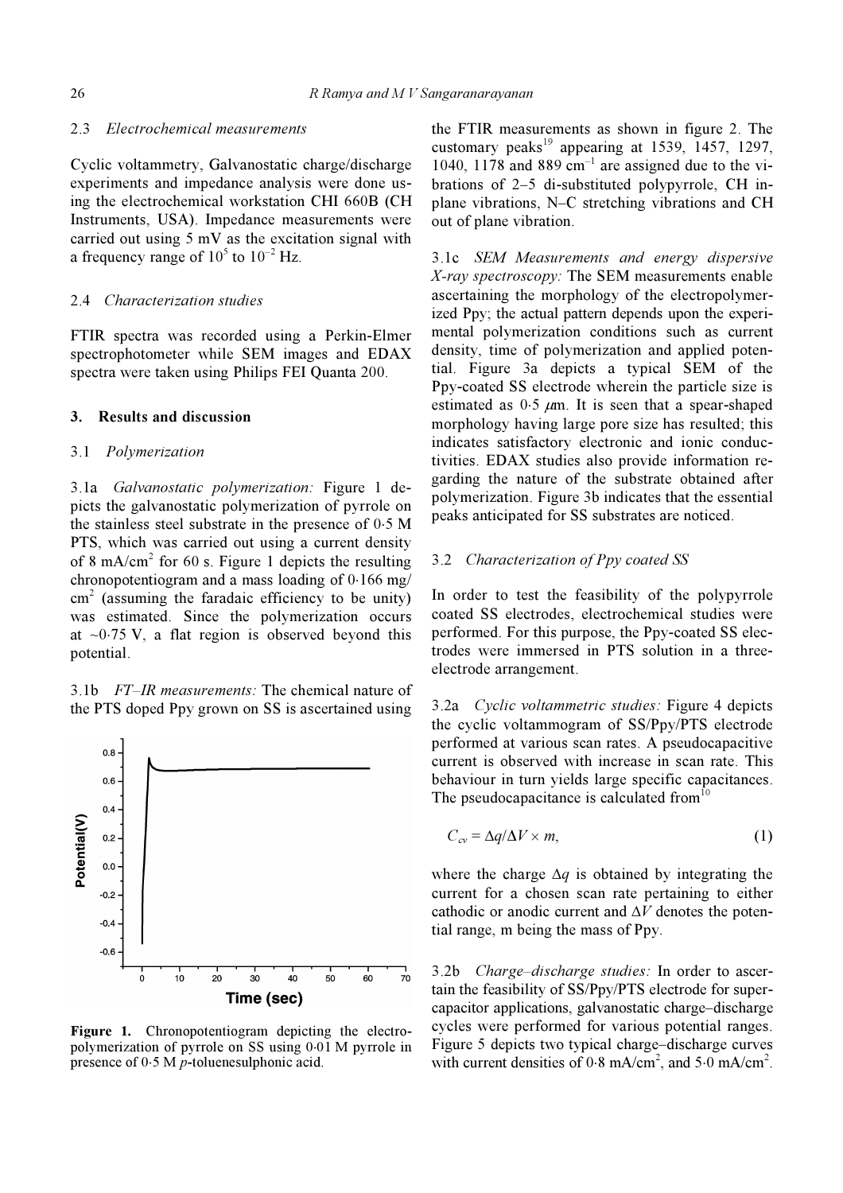### 2.3 *Electrochemical measurements*

Cyclic voltammetry, Galvanostatic charge/discharge experiments and impedance analysis were done using the electrochemical workstation CHI 660B (CH Instruments, USA). Impedance measurements were carried out using 5 mV as the excitation signal with a frequency range of $10^5$ to $10^{-2}$ Hz.

### 2.4 *Characterization studies*

FTIR spectra was recorded using a Perkin-Elmer spectrophotometer while SEM images and EDAX spectra were taken using Philips FEI Quanta 200.

## 3. Results and discussion

### 3.1 *Polymerization*

3.1a *Galvanostatic polymerization:* Figure 1 depicts the galvanostatic polymerization of pyrrole on the stainless steel substrate in the presence of 0·5 M PTS, which was carried out using a current density of 8 mA/cm$^2$ for 60 s. Figure 1 depicts the resulting chronopotentiogram and a mass loading of 0·166 mg/cm$^2$ (assuming the faradaic efficiency to be unity) was estimated. Since the polymerization occurs at ~0·75 V, a flat region is observed beyond this potential.

3.1b *FT–IR measurements:* The chemical nature of the PTS doped Ppy grown on SS is ascertained using the FTIR measurements as shown in figure 2. The customary peaks[19] appearing at 1539, 1457, 1297, 1040, 1178 and 889 cm$^{-1}$ are assigned due to the vibrations of 2–5 di-substituted polypyrrole, CH in-plane vibrations, N–C stretching vibrations and CH out of plane vibration.

**Figure 1.** Chronopotentiogram depicting the electropolymerization of pyrrole on SS using 0·01 M pyrrole in presence of 0·5 M *p*-toluenesulphonic acid.

3.1c *SEM Measurements and energy dispersive X-ray spectroscopy:* The SEM measurements enable ascertaining the morphology of the electropolymerized Ppy; the actual pattern depends upon the experimental polymerization conditions such as current density, time of polymerization and applied potential. Figure 3a depicts a typical SEM of the Ppy-coated SS electrode wherein the particle size is estimated as 0·5 $\mu$m. It is seen that a spear-shaped morphology having large pore size has resulted; this indicates satisfactory electronic and ionic conductivities. EDAX studies also provide information regarding the nature of the substrate obtained after polymerization. Figure 3b indicates that the essential peaks anticipated for SS substrates are noticed.

### 3.2 *Characterization of Ppy coated SS*

In order to test the feasibility of the polypyrrole coated SS electrodes, electrochemical studies were performed. For this purpose, the Ppy-coated SS electrodes were immersed in PTS solution in a three-electrode arrangement.

3.2a *Cyclic voltammetric studies:* Figure 4 depicts the cyclic voltammogram of SS/Ppy/PTS electrode performed at various scan rates. A pseudocapacitive current is observed with increase in scan rate. This behaviour in turn yields large specific capacitances. The pseudocapacitance is calculated from[10]

$$C_{cv} = \Delta q/\Delta V \times m, \tag{1}$$

where the charge $\Delta q$ is obtained by integrating the current for a chosen scan rate pertaining to either cathodic or anodic current and $\Delta V$ denotes the potential range, m being the mass of Ppy.

3.2b *Charge–discharge studies:* In order to ascertain the feasibility of SS/Ppy/PTS electrode for supercapacitor applications, galvanostatic charge–discharge cycles were performed for various potential ranges. Figure 5 depicts two typical charge–discharge curves with current densities of 0·8 mA/cm$^2$, and 5·0 mA/cm$^2$.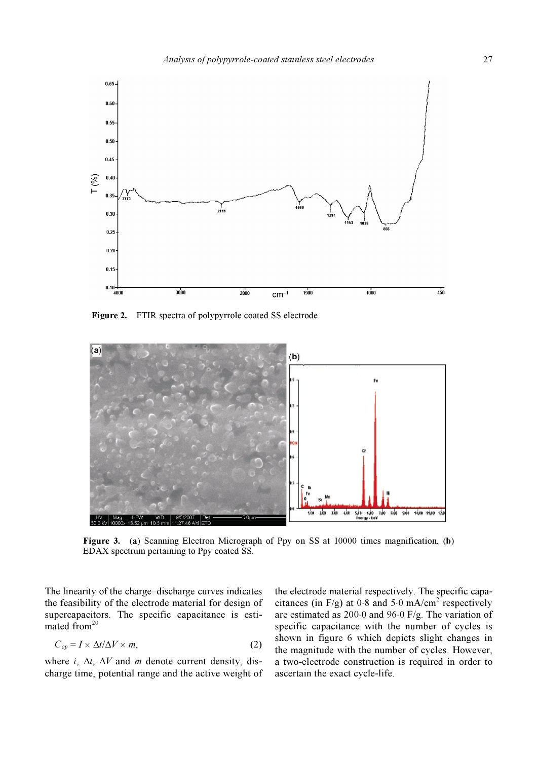Figure 2. FTIR spectra of polypyrrole coated SS electrode.

Figure 3. (a) Scanning Electron Micrograph of Ppy on SS at 10000 times magnification, (b) EDAX spectrum pertaining to Ppy coated SS.

The linearity of the charge–discharge curves indicates the feasibility of the electrode material for design of supercapacitors. The specific capacitance is estimated from[20]

$$C_{cp} = I \times \Delta t / \Delta V \times m, \tag{2}$$

where $i$, $\Delta t$, $\Delta V$ and $m$ denote current density, discharge time, potential range and the active weight of the electrode material respectively. The specific capacitances (in F/g) at 0·8 and 5·0 mA/cm$^2$ respectively are estimated as 200·0 and 96·0 F/g. The variation of specific capacitance with the number of cycles is shown in figure 6 which depicts slight changes in the magnitude with the number of cycles. However, a two-electrode construction is required in order to ascertain the exact cycle-life.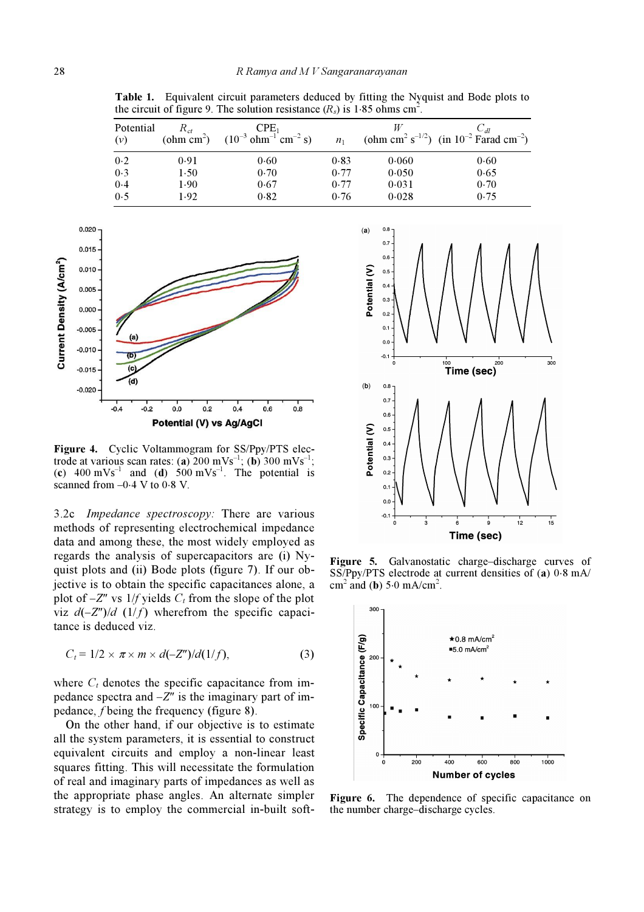**Table 1.** Equivalent circuit parameters deduced by fitting the Nyquist and Bode plots to the circuit of figure 9. The solution resistance ($R_s$) is 1·85 ohms cm$^2$.

| Potential ($v$) | $R_{ct}$ (ohm cm$^2$) | CPE$_1$ ($10^{-3}$ ohm$^{-1}$ cm$^{-2}$ s) | $n_1$ | $W$ (ohm cm$^2$ s$^{-1/2}$) | $C_{dl}$ (in $10^{-2}$ Farad cm$^{-2}$) |
|---|---|---|---|---|---|
| 0·2 | 0·91 | 0·60 | 0·83 | 0·060 | 0·60 |
| 0·3 | 1·50 | 0·70 | 0·77 | 0·050 | 0·65 |
| 0·4 | 1·90 | 0·67 | 0·77 | 0·031 | 0·70 |
| 0·5 | 1·92 | 0·82 | 0·76 | 0·028 | 0·75 |

**Figure 4.** Cyclic Voltammogram for SS/Ppy/PTS electrode at various scan rates: (**a**) 200 mVs$^{-1}$; (**b**) 300 mVs$^{-1}$; (**c**) 400 mVs$^{-1}$ and (**d**) 500 mVs$^{-1}$. The potential is scanned from –0·4 V to 0·8 V.

3.2c *Impedance spectroscopy:* There are various methods of representing electrochemical impedance data and among these, the most widely employed as regards the analysis of supercapacitors are (i) Nyquist plots and (ii) Bode plots (figure 7). If our objective is to obtain the specific capacitances alone, a plot of $-Z''$ vs $1/f$ yields $C_t$ from the slope of the plot viz $d(-Z'')/d\,(1/f)$ wherefrom the specific capacitance is deduced viz.

$$C_t = 1/2 \times \pi \times m \times d(-Z'')/d(1/f), \tag{3}$$

where $C_t$ denotes the specific capacitance from impedance spectra and $-Z''$ is the imaginary part of impedance, $f$ being the frequency (figure 8).

On the other hand, if our objective is to estimate all the system parameters, it is essential to construct equivalent circuits and employ a non-linear least squares fitting. This will necessitate the formulation of real and imaginary parts of impedances as well as the appropriate phase angles. An alternate simpler strategy is to employ the commercial in-built soft-

**Figure 5.** Galvanostatic charge–discharge curves of SS/Ppy/PTS electrode at current densities of (**a**) 0·8 mA/cm$^2$ and (**b**) 5·0 mA/cm$^2$.

**Figure 6.** The dependence of specific capacitance on the number charge–discharge cycles.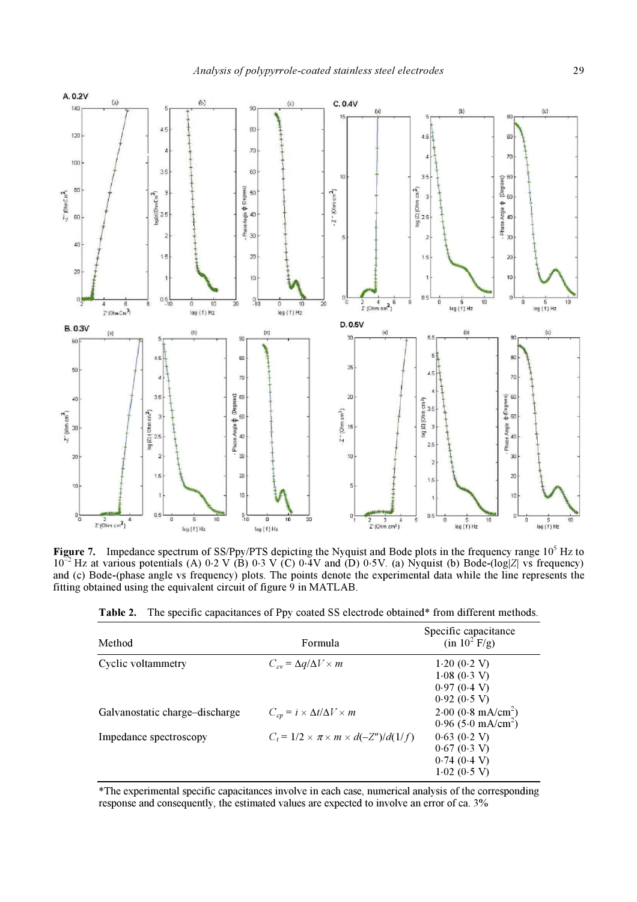**Figure 7.** Impedance spectrum of SS/Ppy/PTS depicting the Nyquist and Bode plots in the frequency range $10^5$ Hz to $10^{-2}$ Hz at various potentials (A) 0·2 V (B) 0·3 V (C) 0·4V and (D) 0·5V. (a) Nyquist (b) Bode-(log|$Z$| vs frequency) and (c) Bode-(phase angle vs frequency) plots. The points denote the experimental data while the line represents the fitting obtained using the equivalent circuit of figure 9 in MATLAB.

**Table 2.** The specific capacitances of Ppy coated SS electrode obtained* from different methods.

| Method | Formula | Specific capacitance (in $10^2$ F/g) |
|---|---|---|
| Cyclic voltammetry | $C_{cv} = \Delta q/\Delta V \times m$ | 1·20 (0·2 V) |
| | | 1·08 (0·3 V) |
| | | 0·97 (0·4 V) |
| | | 0·92 (0·5 V) |
| Galvanostatic charge–discharge | $C_{cp} = i \times \Delta t/\Delta V \times m$ | 2·00 (0·8 mA/cm$^2$) |
| | | 0·96 (5·0 mA/cm$^2$) |
| Impedance spectroscopy | $C_t = 1/2 \times \pi \times m \times d(-Z'')/d(1/f)$ | 0·63 (0·2 V) |
| | | 0·67 (0·3 V) |
| | | 0·74 (0·4 V) |
| | | 1·02 (0·5 V) |

*The experimental specific capacitances involve in each case, numerical analysis of the corresponding response and consequently, the estimated values are expected to involve an error of ca. 3%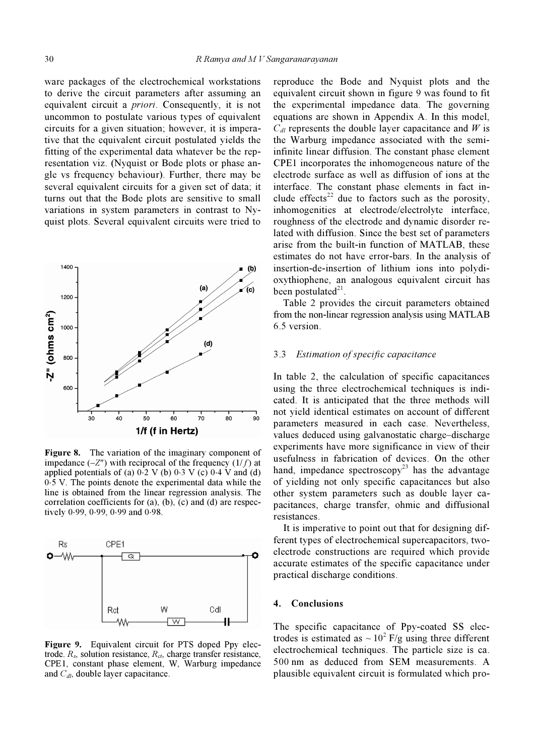ware packages of the electrochemical workstations to derive the circuit parameters after assuming an equivalent circuit a *priori*. Consequently, it is not uncommon to postulate various types of equivalent circuits for a given situation; however, it is imperative that the equivalent circuit postulated yields the fitting of the experimental data whatever be the representation viz. (Nyquist or Bode plots or phase angle vs frequency behaviour). Further, there may be several equivalent circuits for a given set of data; it turns out that the Bode plots are sensitive to small variations in system parameters in contrast to Nyquist plots. Several equivalent circuits were tried to reproduce the Bode and Nyquist plots and the equivalent circuit shown in figure 9 was found to fit the experimental impedance data. The governing equations are shown in Appendix A. In this model, $C_{dl}$ represents the double layer capacitance and $W$ is the Warburg impedance associated with the semi-infinite linear diffusion. The constant phase element CPE1 incorporates the inhomogeneous nature of the electrode surface as well as diffusion of ions at the interface. The constant phase elements in fact include effects[22] due to factors such as the porosity, inhomogenities at electrode/electrolyte interface, roughness of the electrode and dynamic disorder related with diffusion. Since the best set of parameters arise from the built-in function of MATLAB, these estimates do not have error-bars. In the analysis of insertion-de-insertion of lithium ions into polydioxythiophene, an analogous equivalent circuit has been postulated[21].

**Figure 8.** The variation of the imaginary component of impedance ($-Z''$) with reciprocal of the frequency ($1/f$) at applied potentials of (a) 0·2 V (b) 0·3 V (c) 0·4 V and (d) 0·5 V. The points denote the experimental data while the line is obtained from the linear regression analysis. The correlation coefficients for (a), (b), (c) and (d) are respectively 0·99, 0·99, 0·99 and 0·98.

**Figure 9.** Equivalent circuit for PTS doped Ppy electrode. $R_s$, solution resistance, $R_{ct}$, charge transfer resistance, CPE1, constant phase element, W, Warburg impedance and $C_{dl}$, double layer capacitance.

Table 2 provides the circuit parameters obtained from the non-linear regression analysis using MATLAB 6.5 version.

### 3.3 *Estimation of specific capacitance*

In table 2, the calculation of specific capacitances using the three electrochemical techniques is indicated. It is anticipated that the three methods will not yield identical estimates on account of different parameters measured in each case. Nevertheless, values deduced using galvanostatic charge–discharge experiments have more significance in view of their usefulness in fabrication of devices. On the other hand, impedance spectroscopy[23] has the advantage of yielding not only specific capacitances but also other system parameters such as double layer capacitances, charge transfer, ohmic and diffusional resistances.

It is imperative to point out that for designing different types of electrochemical supercapacitors, two-electrode constructions are required which provide accurate estimates of the specific capacitance under practical discharge conditions.

## 4. Conclusions

The specific capacitance of Ppy-coated SS electrodes is estimated as $\sim 10^2$ F/g using three different electrochemical techniques. The particle size is ca. 500 nm as deduced from SEM measurements. A plausible equivalent circuit is formulated which pro-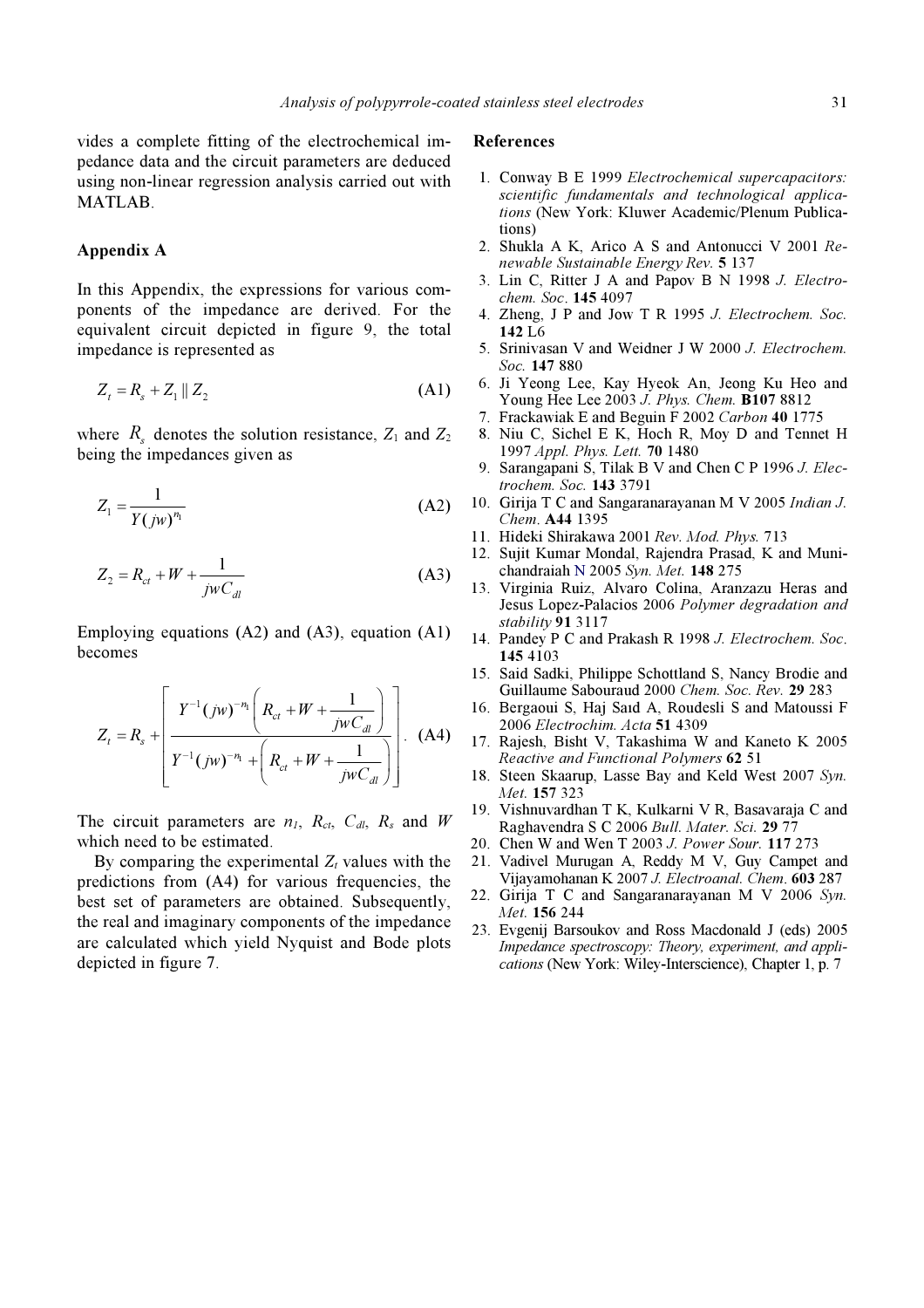vides a complete fitting of the electrochemical impedance data and the circuit parameters are deduced using non-linear regression analysis carried out with MATLAB.

## Appendix A

In this Appendix, the expressions for various components of the impedance are derived. For the equivalent circuit depicted in figure 9, the total impedance is represented as

$$Z_t = R_s + Z_1 \parallel Z_2 \tag{A1}$$

where $R_s$ denotes the solution resistance, $Z_1$ and $Z_2$ being the impedances given as

$$Z_1 = \frac{1}{Y(jw)^{n_1}} \tag{A2}$$

$$Z_2 = R_{ct} + W + \frac{1}{jwC_{dl}} \tag{A3}$$

Employing equations (A2) and (A3), equation (A1) becomes

$$Z_t = R_s + \left[ \frac{Y^{-1}(jw)^{-n_1}\left(R_{ct} + W + \dfrac{1}{jwC_{dl}}\right)}{Y^{-1}(jw)^{-n_1} + \left(R_{ct} + W + \dfrac{1}{jwC_{dl}}\right)} \right]. \tag{A4}$$

The circuit parameters are $n_1$, $R_{ct}$, $C_{dl}$, $R_s$ and $W$ which need to be estimated.

By comparing the experimental $Z_t$ values with the predictions from (A4) for various frequencies, the best set of parameters are obtained. Subsequently, the real and imaginary components of the impedance are calculated which yield Nyquist and Bode plots depicted in figure 7.

## References

1. Conway B E 1999 *Electrochemical supercapacitors: scientific fundamentals and technological applications* (New York: Kluwer Academic/Plenum Publications)
2. Shukla A K, Arico A S and Antonucci V 2001 *Renewable Sustainable Energy Rev.* **5** 137
3. Lin C, Ritter J A and Papov B N 1998 *J. Electrochem. Soc.* **145** 4097
4. Zheng, J P and Jow T R 1995 *J. Electrochem. Soc.* **142** L6
5. Srinivasan V and Weidner J W 2000 *J. Electrochem. Soc.* **147** 880
6. Ji Yeong Lee, Kay Hyeok An, Jeong Ku Heo and Young Hee Lee 2003 *J. Phys. Chem.* **B107** 8812
7. Frackawiak E and Beguin F 2002 *Carbon* **40** 1775
8. Niu C, Sichel E K, Hoch R, Moy D and Tennet H 1997 *Appl. Phys. Lett.* **70** 1480
9. Sarangapani S, Tilak B V and Chen C P 1996 *J. Electrochem. Soc.* **143** 3791
10. Girija T C and Sangaranarayanan M V 2005 *Indian J. Chem.* **A44** 1395
11. Hideki Shirakawa 2001 *Rev. Mod. Phys.* 713
12. Sujit Kumar Mondal, Rajendra Prasad, K and Munichandraiah N 2005 *Syn. Met.* **148** 275
13. Virginia Ruiz, Alvaro Colina, Aranzazu Heras and Jesus Lopez-Palacios 2006 *Polymer degradation and stability* **91** 3117
14. Pandey P C and Prakash R 1998 *J. Electrochem. Soc.* **145** 4103
15. Said Sadki, Philippe Schottland S, Nancy Brodie and Guillaume Sabouraud 2000 *Chem. Soc. Rev.* **29** 283
16. Bergaoui S, Haj Saıd A, Roudesli S and Matoussi F 2006 *Electrochim. Acta* **51** 4309
17. Rajesh, Bisht V, Takashima W and Kaneto K 2005 *Reactive and Functional Polymers* **62** 51
18. Steen Skaarup, Lasse Bay and Keld West 2007 *Syn. Met.* **157** 323
19. Vishnuvardhan T K, Kulkarni V R, Basavaraja C and Raghavendra S C 2006 *Bull. Mater. Sci.* **29** 77
20. Chen W and Wen T 2003 *J. Power Sour.* **117** 273
21. Vadivel Murugan A, Reddy M V, Guy Campet and Vijayamohanan K 2007 *J. Electroanal. Chem.* **603** 287
22. Girija T C and Sangaranarayanan M V 2006 *Syn. Met.* **156** 244
23. Evgenij Barsoukov and Ross Macdonald J (eds) 2005 *Impedance spectroscopy: Theory, experiment, and applications* (New York: Wiley-Interscience), Chapter 1, p. 7